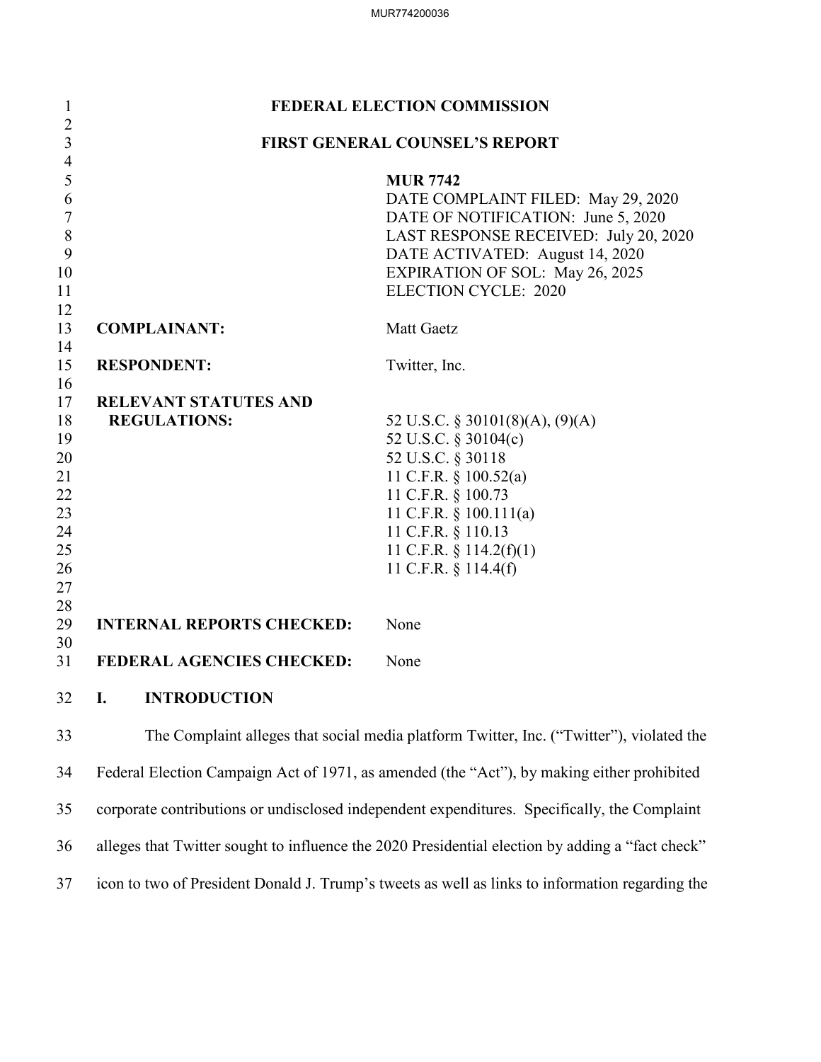# FEDERAL ELECTION COMMISSION

## FIRST GENERAL COUNSEL'S REPORT

**MUR 7742**
DATE COMPLAINT FILED: May 29, 2020
DATE OF NOTIFICATION: June 5, 2020
LAST RESPONSE RECEIVED: July 20, 2020
DATE ACTIVATED: August 14, 2020
EXPIRATION OF SOL: May 26, 2025
ELECTION CYCLE: 2020

**COMPLAINANT:** Matt Gaetz

**RESPONDENT:** Twitter, Inc.

**RELEVANT STATUTES AND REGULATIONS:**
52 U.S.C. § 30101(8)(A), (9)(A)
52 U.S.C. § 30104(c)
52 U.S.C. § 30118
11 C.F.R. § 100.52(a)
11 C.F.R. § 100.73
11 C.F.R. § 100.111(a)
11 C.F.R. § 110.13
11 C.F.R. § 114.2(f)(1)
11 C.F.R. § 114.4(f)

**INTERNAL REPORTS CHECKED:** None

**FEDERAL AGENCIES CHECKED:** None

## I. INTRODUCTION

The Complaint alleges that social media platform Twitter, Inc. ("Twitter"), violated the Federal Election Campaign Act of 1971, as amended (the "Act"), by making either prohibited corporate contributions or undisclosed independent expenditures. Specifically, the Complaint alleges that Twitter sought to influence the 2020 Presidential election by adding a "fact check" icon to two of President Donald J. Trump's tweets as well as links to information regarding the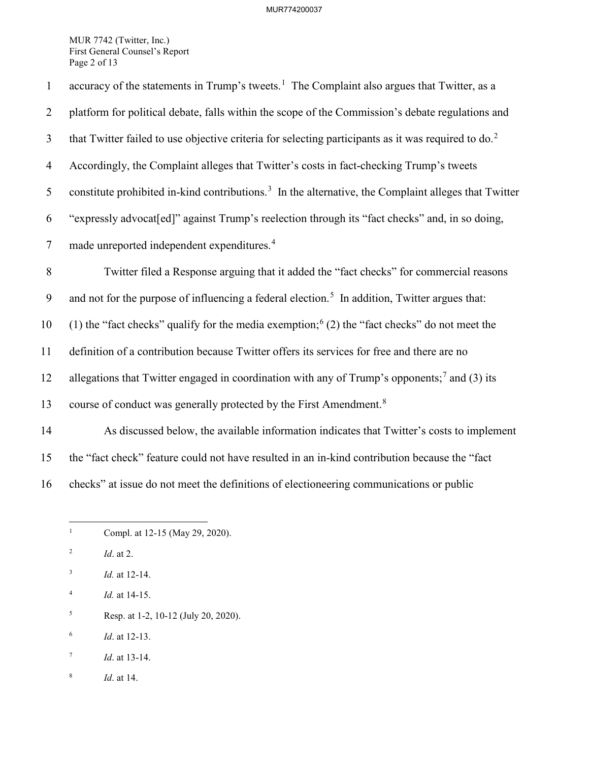accuracy of the statements in Trump's tweets.[1] The Complaint also argues that Twitter, as a platform for political debate, falls within the scope of the Commission's debate regulations and that Twitter failed to use objective criteria for selecting participants as it was required to do.[2] Accordingly, the Complaint alleges that Twitter's costs in fact-checking Trump's tweets constitute prohibited in-kind contributions.[3] In the alternative, the Complaint alleges that Twitter "expressly advocat[ed]" against Trump's reelection through its "fact checks" and, in so doing, made unreported independent expenditures.[4]

Twitter filed a Response arguing that it added the "fact checks" for commercial reasons and not for the purpose of influencing a federal election.[5] In addition, Twitter argues that: (1) the "fact checks" qualify for the media exemption;[6] (2) the "fact checks" do not meet the definition of a contribution because Twitter offers its services for free and there are no allegations that Twitter engaged in coordination with any of Trump's opponents;[7] and (3) its course of conduct was generally protected by the First Amendment.[8]

As discussed below, the available information indicates that Twitter's costs to implement the "fact check" feature could not have resulted in an in-kind contribution because the "fact checks" at issue do not meet the definitions of electioneering communications or public

---

[1] Compl. at 12-15 (May 29, 2020).

[2] *Id*. at 2.

[3] *Id.* at 12-14.

[4] *Id.* at 14-15.

[5] Resp. at 1-2, 10-12 (July 20, 2020).

[6] *Id*. at 12-13.

[7] *Id*. at 13-14.

[8] *Id*. at 14.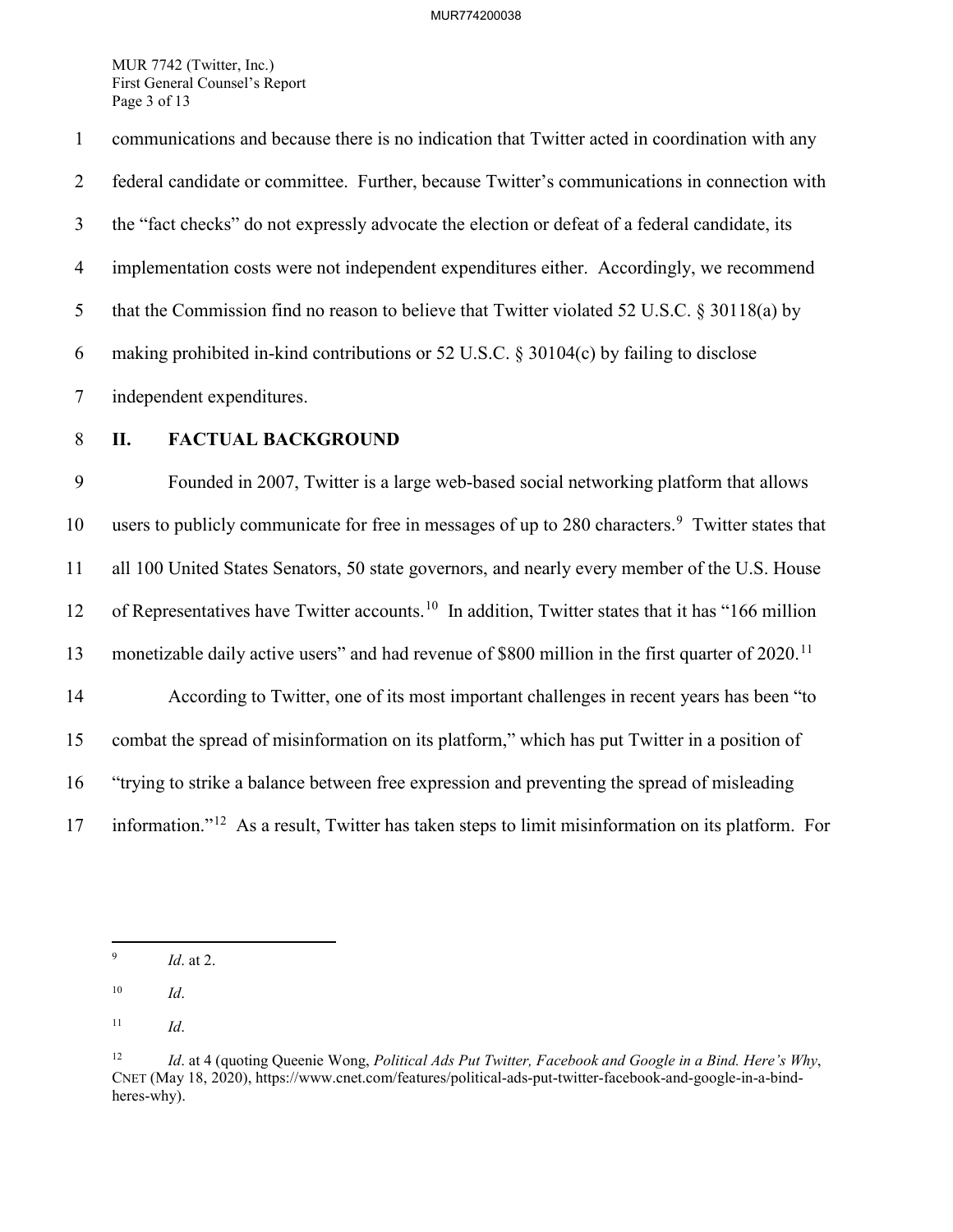communications and because there is no indication that Twitter acted in coordination with any federal candidate or committee. Further, because Twitter's communications in connection with the "fact checks" do not expressly advocate the election or defeat of a federal candidate, its implementation costs were not independent expenditures either. Accordingly, we recommend that the Commission find no reason to believe that Twitter violated 52 U.S.C. § 30118(a) by making prohibited in-kind contributions or 52 U.S.C. § 30104(c) by failing to disclose independent expenditures.

## II. FACTUAL BACKGROUND

Founded in 2007, Twitter is a large web-based social networking platform that allows users to publicly communicate for free in messages of up to 280 characters.[9] Twitter states that all 100 United States Senators, 50 state governors, and nearly every member of the U.S. House of Representatives have Twitter accounts.[10] In addition, Twitter states that it has "166 million monetizable daily active users" and had revenue of $800 million in the first quarter of 2020.[11]

According to Twitter, one of its most important challenges in recent years has been "to combat the spread of misinformation on its platform," which has put Twitter in a position of "trying to strike a balance between free expression and preventing the spread of misleading information."[12] As a result, Twitter has taken steps to limit misinformation on its platform. For

---

[9] *Id*. at 2.

[10] *Id*.

[11] *Id*.

[12] *Id*. at 4 (quoting Queenie Wong, *Political Ads Put Twitter, Facebook and Google in a Bind. Here's Why*, CNET (May 18, 2020), https://www.cnet.com/features/political-ads-put-twitter-facebook-and-google-in-a-bind-heres-why).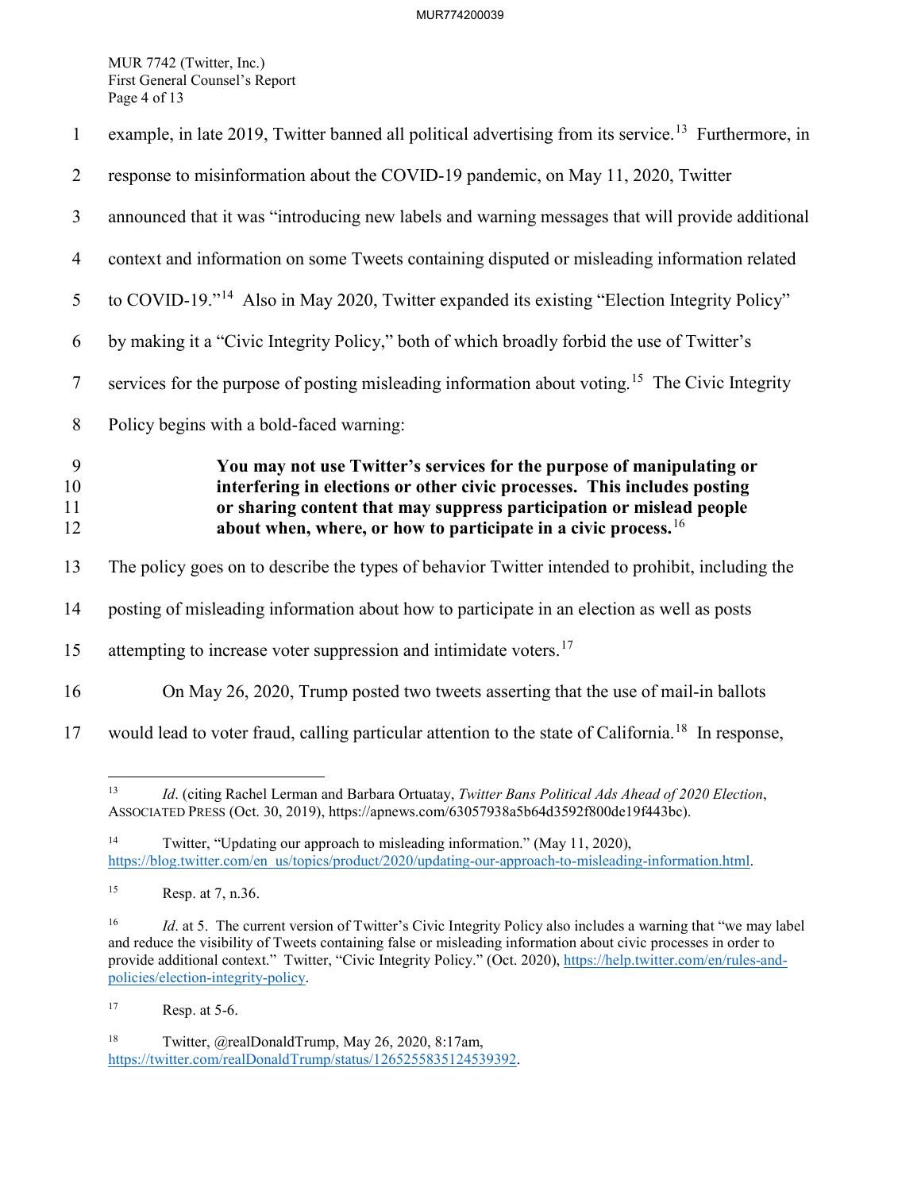example, in late 2019, Twitter banned all political advertising from its service.[13] Furthermore, in response to misinformation about the COVID-19 pandemic, on May 11, 2020, Twitter announced that it was "introducing new labels and warning messages that will provide additional context and information on some Tweets containing disputed or misleading information related to COVID-19."[14] Also in May 2020, Twitter expanded its existing "Election Integrity Policy" by making it a "Civic Integrity Policy," both of which broadly forbid the use of Twitter's services for the purpose of posting misleading information about voting.[15] The Civic Integrity Policy begins with a bold-faced warning:

> **You may not use Twitter's services for the purpose of manipulating or interfering in elections or other civic processes. This includes posting or sharing content that may suppress participation or mislead people about when, where, or how to participate in a civic process.**[16]

The policy goes on to describe the types of behavior Twitter intended to prohibit, including the posting of misleading information about how to participate in an election as well as posts attempting to increase voter suppression and intimidate voters.[17]

On May 26, 2020, Trump posted two tweets asserting that the use of mail-in ballots would lead to voter fraud, calling particular attention to the state of California.[18] In response,

---

[13] *Id*. (citing Rachel Lerman and Barbara Ortuatay, *Twitter Bans Political Ads Ahead of 2020 Election*, ASSOCIATED PRESS (Oct. 30, 2019), https://apnews.com/63057938a5b64d3592f800de19f443bc).

[14] Twitter, "Updating our approach to misleading information." (May 11, 2020), https://blog.twitter.com/en_us/topics/product/2020/updating-our-approach-to-misleading-information.html.

[15] Resp. at 7, n.36.

[16] *Id*. at 5. The current version of Twitter's Civic Integrity Policy also includes a warning that "we may label and reduce the visibility of Tweets containing false or misleading information about civic processes in order to provide additional context." Twitter, "Civic Integrity Policy." (Oct. 2020), https://help.twitter.com/en/rules-and-policies/election-integrity-policy.

[17] Resp. at 5-6.

[18] Twitter, @realDonaldTrump, May 26, 2020, 8:17am, https://twitter.com/realDonaldTrump/status/1265255835124539392.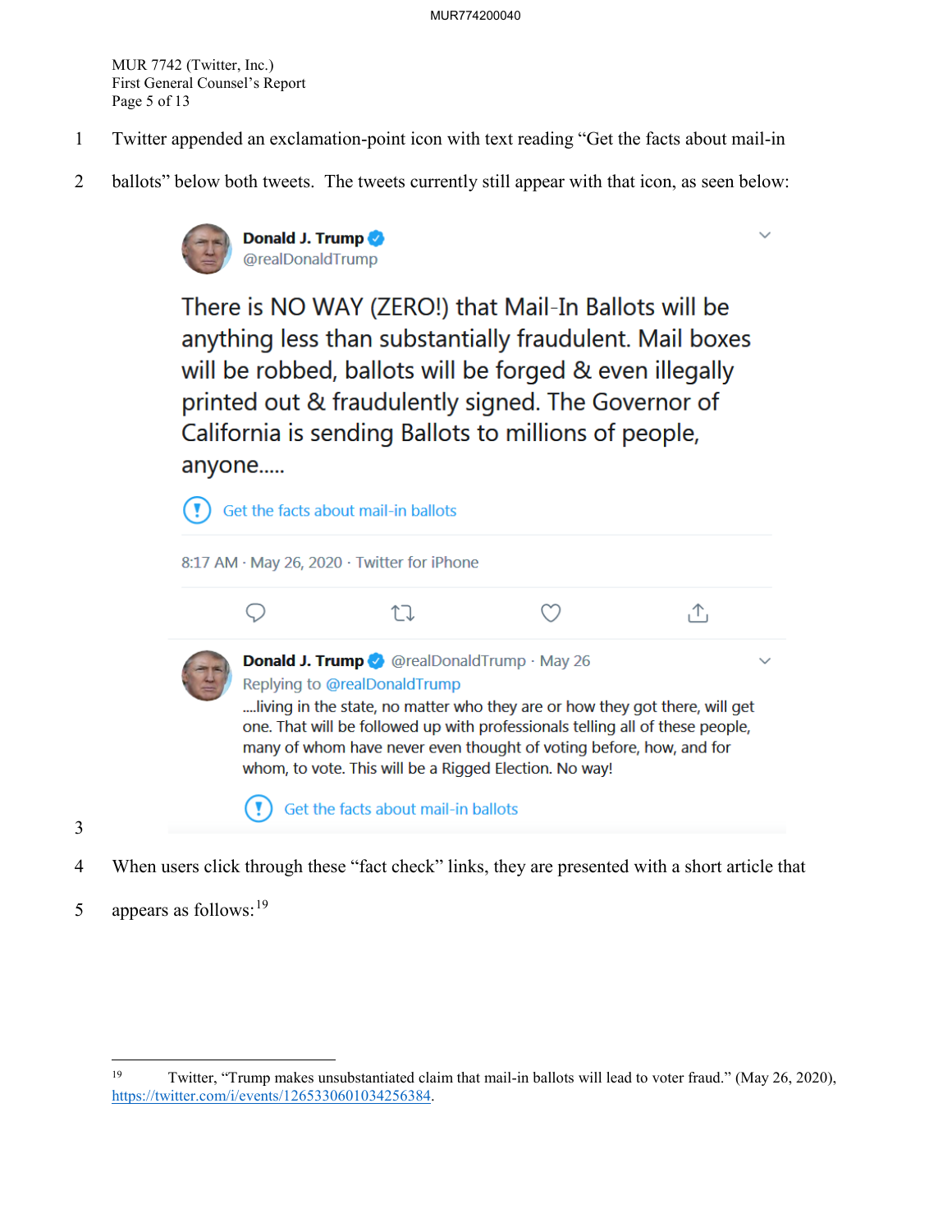Twitter appended an exclamation-point icon with text reading "Get the facts about mail-in ballots" below both tweets. The tweets currently still appear with that icon, as seen below:

**Donald J. Trump** @realDonaldTrump

There is NO WAY (ZERO!) that Mail-In Ballots will be anything less than substantially fraudulent. Mail boxes will be robbed, ballots will be forged & even illegally printed out & fraudulently signed. The Governor of California is sending Ballots to millions of people, anyone.....

Get the facts about mail-in ballots

8:17 AM · May 26, 2020 · Twitter for iPhone

**Donald J. Trump** @realDonaldTrump · May 26
Replying to @realDonaldTrump

....living in the state, no matter who they are or how they got there, will get one. That will be followed up with professionals telling all of these people, many of whom have never even thought of voting before, how, and for whom, to vote. This will be a Rigged Election. No way!

Get the facts about mail-in ballots

When users click through these "fact check" links, they are presented with a short article that appears as follows:[19]

---

[19] Twitter, "Trump makes unsubstantiated claim that mail-in ballots will lead to voter fraud." (May 26, 2020), https://twitter.com/i/events/1265330601034256384.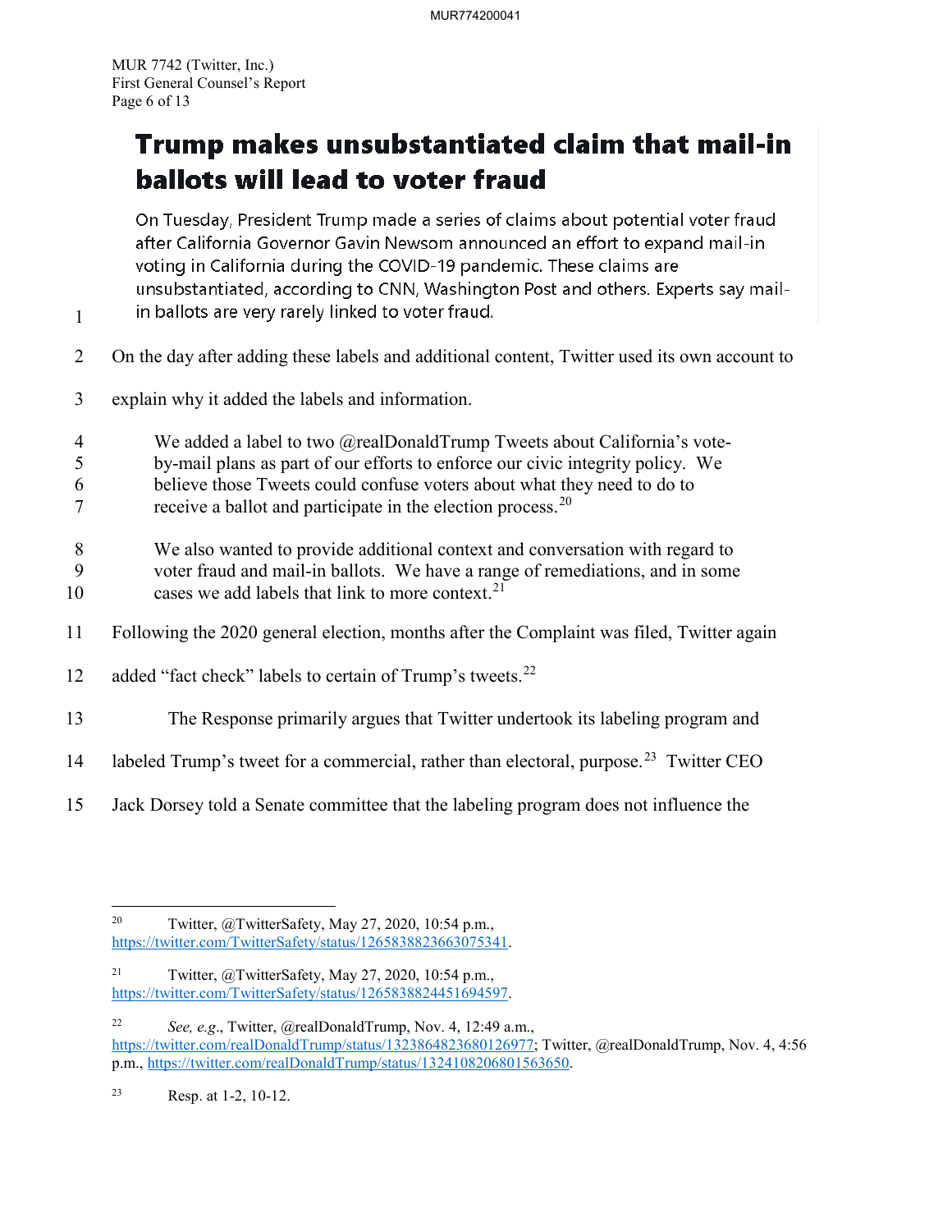## Trump makes unsubstantiated claim that mail-in ballots will lead to voter fraud

On Tuesday, President Trump made a series of claims about potential voter fraud after California Governor Gavin Newsom announced an effort to expand mail-in voting in California during the COVID-19 pandemic. These claims are unsubstantiated, according to CNN, Washington Post and others. Experts say mail-in ballots are very rarely linked to voter fraud.

On the day after adding these labels and additional content, Twitter used its own account to explain why it added the labels and information.

> We added a label to two @realDonaldTrump Tweets about California's vote-by-mail plans as part of our efforts to enforce our civic integrity policy. We believe those Tweets could confuse voters about what they need to do to receive a ballot and participate in the election process.[20]
>
> We also wanted to provide additional context and conversation with regard to voter fraud and mail-in ballots. We have a range of remediations, and in some cases we add labels that link to more context.[21]

Following the 2020 general election, months after the Complaint was filed, Twitter again added "fact check" labels to certain of Trump's tweets.[22]

The Response primarily argues that Twitter undertook its labeling program and labeled Trump's tweet for a commercial, rather than electoral, purpose.[23] Twitter CEO Jack Dorsey told a Senate committee that the labeling program does not influence the

---

[20] Twitter, @TwitterSafety, May 27, 2020, 10:54 p.m., https://twitter.com/TwitterSafety/status/1265838823663075341.

[21] Twitter, @TwitterSafety, May 27, 2020, 10:54 p.m., https://twitter.com/TwitterSafety/status/1265838824451694597.

[22] *See, e.g.*, Twitter, @realDonaldTrump, Nov. 4, 12:49 a.m., https://twitter.com/realDonaldTrump/status/1323864823680126977; Twitter, @realDonaldTrump, Nov. 4, 4:56 p.m., https://twitter.com/realDonaldTrump/status/1324108206801563650.

[23] Resp. at 1-2, 10-12.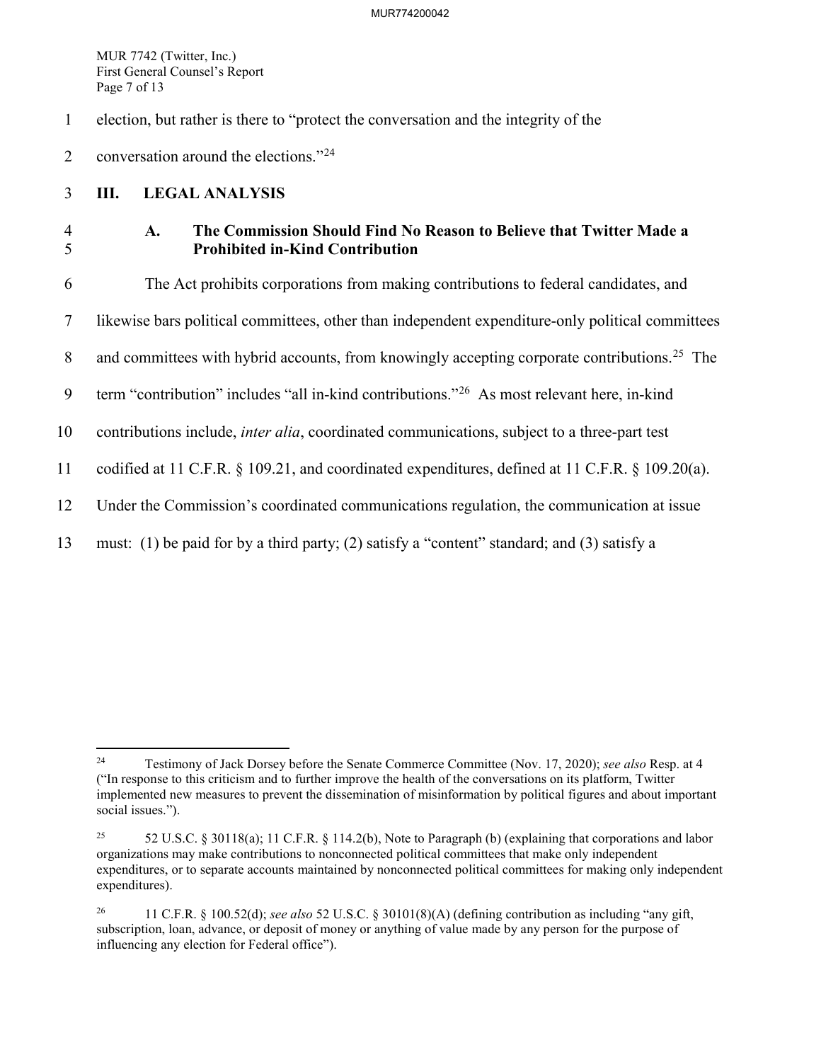election, but rather is there to "protect the conversation and the integrity of the conversation around the elections."[24]

## III. LEGAL ANALYSIS

### A. The Commission Should Find No Reason to Believe that Twitter Made a Prohibited in-Kind Contribution

The Act prohibits corporations from making contributions to federal candidates, and likewise bars political committees, other than independent expenditure-only political committees and committees with hybrid accounts, from knowingly accepting corporate contributions.[25] The term "contribution" includes "all in-kind contributions."[26] As most relevant here, in-kind contributions include, *inter alia*, coordinated communications, subject to a three-part test codified at 11 C.F.R. § 109.21, and coordinated expenditures, defined at 11 C.F.R. § 109.20(a). Under the Commission's coordinated communications regulation, the communication at issue must: (1) be paid for by a third party; (2) satisfy a "content" standard; and (3) satisfy a

---

[24] Testimony of Jack Dorsey before the Senate Commerce Committee (Nov. 17, 2020); *see also* Resp. at 4 ("In response to this criticism and to further improve the health of the conversations on its platform, Twitter implemented new measures to prevent the dissemination of misinformation by political figures and about important social issues.").

[25] 52 U.S.C. § 30118(a); 11 C.F.R. § 114.2(b), Note to Paragraph (b) (explaining that corporations and labor organizations may make contributions to nonconnected political committees that make only independent expenditures, or to separate accounts maintained by nonconnected political committees for making only independent expenditures).

[26] 11 C.F.R. § 100.52(d); *see also* 52 U.S.C. § 30101(8)(A) (defining contribution as including "any gift, subscription, loan, advance, or deposit of money or anything of value made by any person for the purpose of influencing any election for Federal office").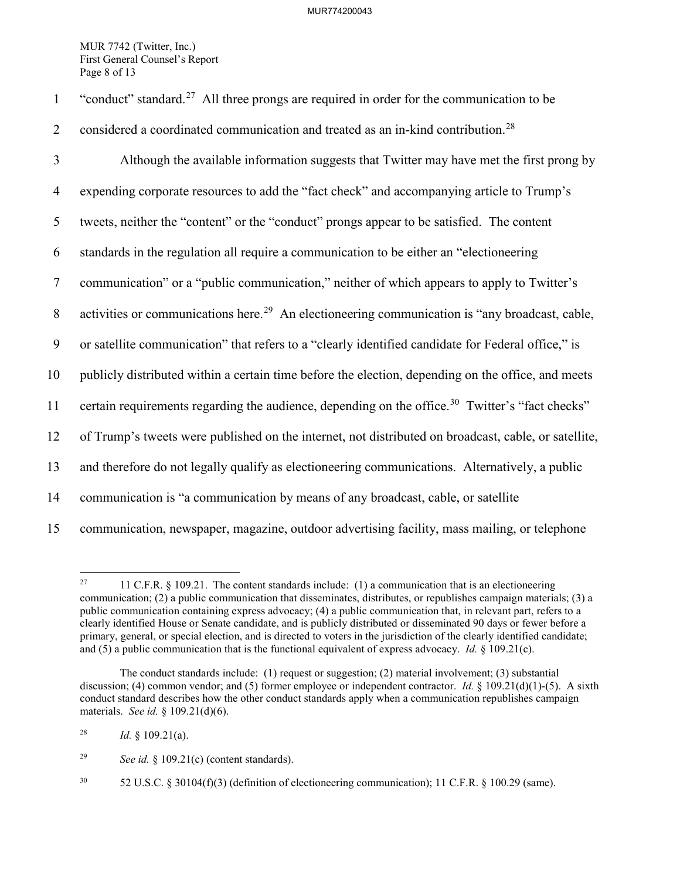"conduct" standard.[27] All three prongs are required in order for the communication to be considered a coordinated communication and treated as an in-kind contribution.[28]

Although the available information suggests that Twitter may have met the first prong by expending corporate resources to add the "fact check" and accompanying article to Trump's tweets, neither the "content" or the "conduct" prongs appear to be satisfied. The content standards in the regulation all require a communication to be either an "electioneering communication" or a "public communication," neither of which appears to apply to Twitter's activities or communications here.[29] An electioneering communication is "any broadcast, cable, or satellite communication" that refers to a "clearly identified candidate for Federal office," is publicly distributed within a certain time before the election, depending on the office, and meets certain requirements regarding the audience, depending on the office.[30] Twitter's "fact checks" of Trump's tweets were published on the internet, not distributed on broadcast, cable, or satellite, and therefore do not legally qualify as electioneering communications. Alternatively, a public communication is "a communication by means of any broadcast, cable, or satellite communication, newspaper, magazine, outdoor advertising facility, mass mailing, or telephone

---

[27] 11 C.F.R. § 109.21. The content standards include: (1) a communication that is an electioneering communication; (2) a public communication that disseminates, distributes, or republishes campaign materials; (3) a public communication containing express advocacy; (4) a public communication that, in relevant part, refers to a clearly identified House or Senate candidate, and is publicly distributed or disseminated 90 days or fewer before a primary, general, or special election, and is directed to voters in the jurisdiction of the clearly identified candidate; and (5) a public communication that is the functional equivalent of express advocacy. *Id.* § 109.21(c).

The conduct standards include: (1) request or suggestion; (2) material involvement; (3) substantial discussion; (4) common vendor; and (5) former employee or independent contractor. *Id.* § 109.21(d)(1)-(5). A sixth conduct standard describes how the other conduct standards apply when a communication republishes campaign materials. *See id.* § 109.21(d)(6).

[28] *Id.* § 109.21(a).

[29] *See id.* § 109.21(c) (content standards).

[30] 52 U.S.C. § 30104(f)(3) (definition of electioneering communication); 11 C.F.R. § 100.29 (same).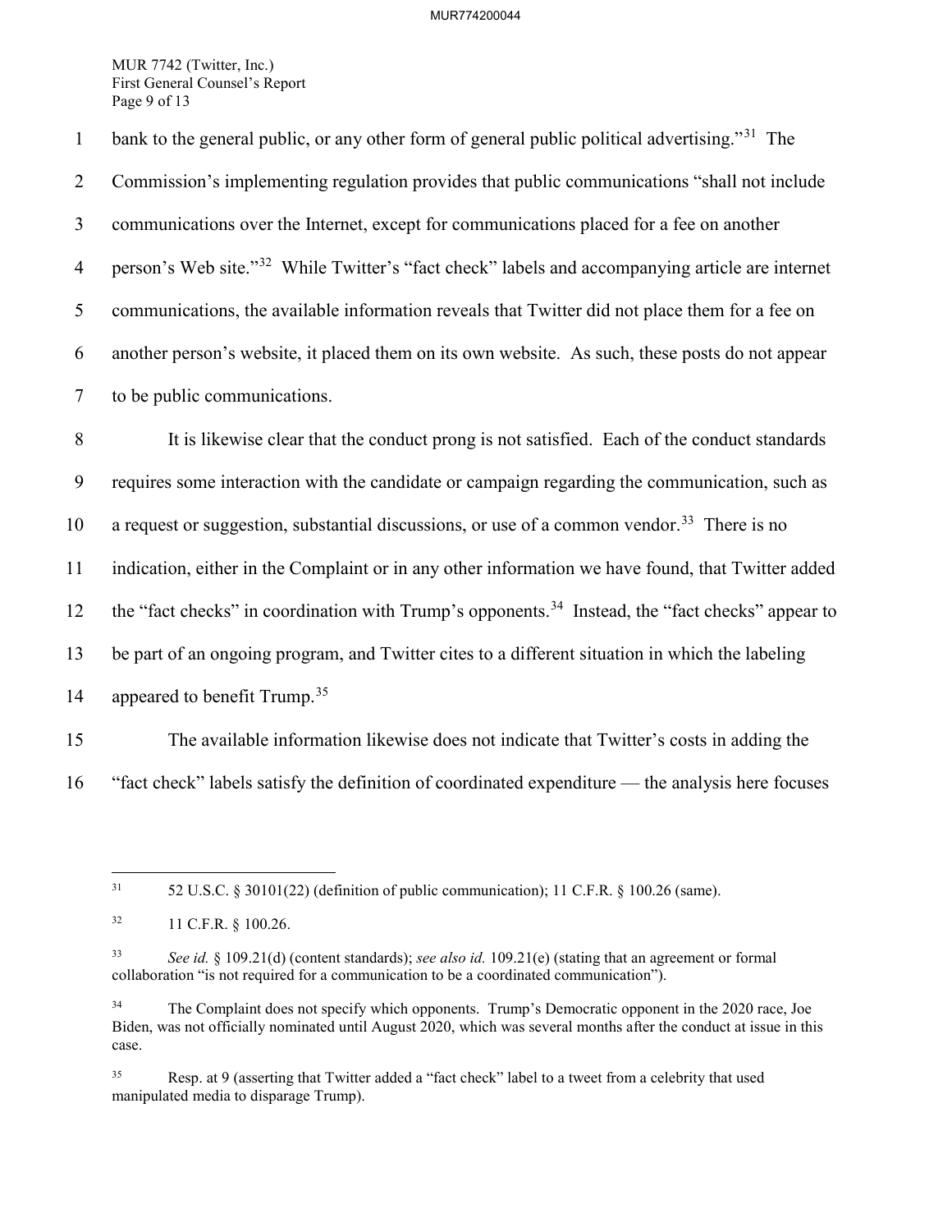bank to the general public, or any other form of general public political advertising."[31] The Commission's implementing regulation provides that public communications "shall not include communications over the Internet, except for communications placed for a fee on another person's Web site."[32] While Twitter's "fact check" labels and accompanying article are internet communications, the available information reveals that Twitter did not place them for a fee on another person's website, it placed them on its own website. As such, these posts do not appear to be public communications.

It is likewise clear that the conduct prong is not satisfied. Each of the conduct standards requires some interaction with the candidate or campaign regarding the communication, such as a request or suggestion, substantial discussions, or use of a common vendor.[33] There is no indication, either in the Complaint or in any other information we have found, that Twitter added the "fact checks" in coordination with Trump's opponents.[34] Instead, the "fact checks" appear to be part of an ongoing program, and Twitter cites to a different situation in which the labeling appeared to benefit Trump.[35]

The available information likewise does not indicate that Twitter's costs in adding the "fact check" labels satisfy the definition of coordinated expenditure — the analysis here focuses

---

[31] 52 U.S.C. § 30101(22) (definition of public communication); 11 C.F.R. § 100.26 (same).

[32] 11 C.F.R. § 100.26.

[33] *See id.* § 109.21(d) (content standards); *see also id.* 109.21(e) (stating that an agreement or formal collaboration "is not required for a communication to be a coordinated communication").

[34] The Complaint does not specify which opponents. Trump's Democratic opponent in the 2020 race, Joe Biden, was not officially nominated until August 2020, which was several months after the conduct at issue in this case.

[35] Resp. at 9 (asserting that Twitter added a "fact check" label to a tweet from a celebrity that used manipulated media to disparage Trump).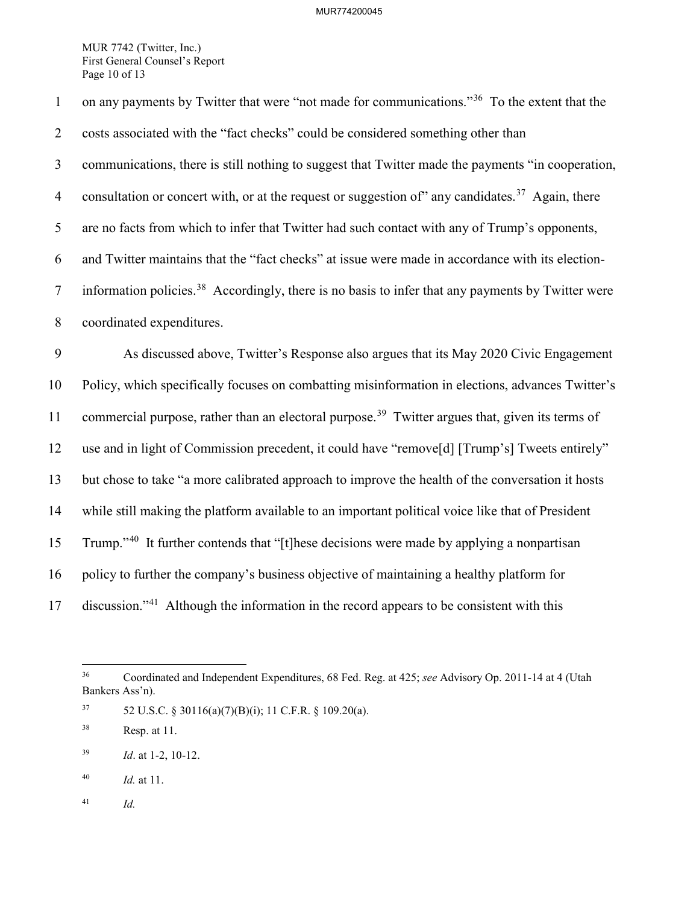on any payments by Twitter that were "not made for communications."[36] To the extent that the costs associated with the "fact checks" could be considered something other than communications, there is still nothing to suggest that Twitter made the payments "in cooperation, consultation or concert with, or at the request or suggestion of" any candidates.[37] Again, there are no facts from which to infer that Twitter had such contact with any of Trump's opponents, and Twitter maintains that the "fact checks" at issue were made in accordance with its election-information policies.[38] Accordingly, there is no basis to infer that any payments by Twitter were coordinated expenditures.

As discussed above, Twitter's Response also argues that its May 2020 Civic Engagement Policy, which specifically focuses on combatting misinformation in elections, advances Twitter's commercial purpose, rather than an electoral purpose.[39] Twitter argues that, given its terms of use and in light of Commission precedent, it could have "remove[d] [Trump's] Tweets entirely" but chose to take "a more calibrated approach to improve the health of the conversation it hosts while still making the platform available to an important political voice like that of President Trump."[40] It further contends that "[t]hese decisions were made by applying a nonpartisan policy to further the company's business objective of maintaining a healthy platform for discussion."[41] Although the information in the record appears to be consistent with this

---

[36] Coordinated and Independent Expenditures, 68 Fed. Reg. at 425; *see* Advisory Op. 2011-14 at 4 (Utah Bankers Ass'n).

[37] 52 U.S.C. § 30116(a)(7)(B)(i); 11 C.F.R. § 109.20(a).

[38] Resp. at 11.

[39] *Id*. at 1-2, 10-12.

[40] *Id.* at 11.

[41] *Id.*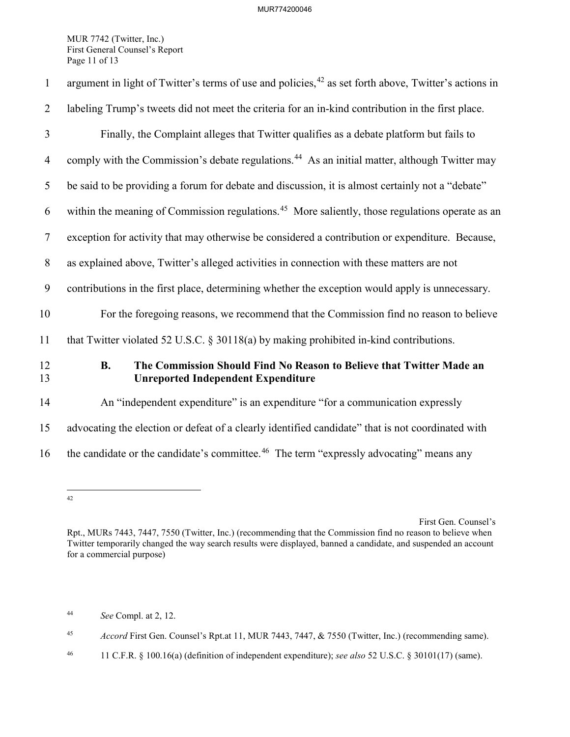argument in light of Twitter's terms of use and policies,[42] as set forth above, Twitter's actions in labeling Trump's tweets did not meet the criteria for an in-kind contribution in the first place.

Finally, the Complaint alleges that Twitter qualifies as a debate platform but fails to comply with the Commission's debate regulations.[44] As an initial matter, although Twitter may be said to be providing a forum for debate and discussion, it is almost certainly not a "debate" within the meaning of Commission regulations.[45] More saliently, those regulations operate as an exception for activity that may otherwise be considered a contribution or expenditure. Because, as explained above, Twitter's alleged activities in connection with these matters are not contributions in the first place, determining whether the exception would apply is unnecessary.

For the foregoing reasons, we recommend that the Commission find no reason to believe that Twitter violated 52 U.S.C. § 30118(a) by making prohibited in-kind contributions.

### B. The Commission Should Find No Reason to Believe that Twitter Made an Unreported Independent Expenditure

An "independent expenditure" is an expenditure "for a communication expressly advocating the election or defeat of a clearly identified candidate" that is not coordinated with the candidate or the candidate's committee.[46] The term "expressly advocating" means any

---

[42] First Gen. Counsel's Rpt., MURs 7443, 7447, 7550 (Twitter, Inc.) (recommending that the Commission find no reason to believe when Twitter temporarily changed the way search results were displayed, banned a candidate, and suspended an account for a commercial purpose)

[44] *See* Compl. at 2, 12.

[45] *Accord* First Gen. Counsel's Rpt.at 11, MUR 7443, 7447, & 7550 (Twitter, Inc.) (recommending same).

[46] 11 C.F.R. § 100.16(a) (definition of independent expenditure); *see also* 52 U.S.C. § 30101(17) (same).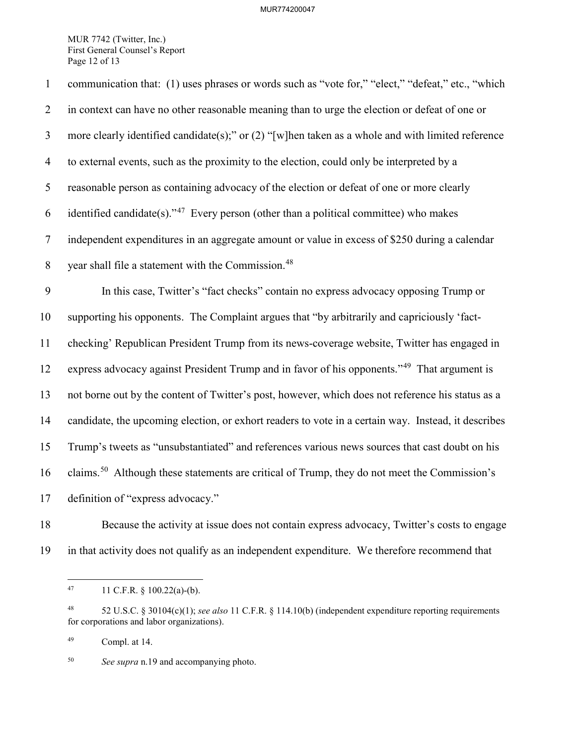communication that: (1) uses phrases or words such as "vote for," "elect," "defeat," etc., "which in context can have no other reasonable meaning than to urge the election or defeat of one or more clearly identified candidate(s);" or (2) "[w]hen taken as a whole and with limited reference to external events, such as the proximity to the election, could only be interpreted by a reasonable person as containing advocacy of the election or defeat of one or more clearly identified candidate(s)."[47] Every person (other than a political committee) who makes independent expenditures in an aggregate amount or value in excess of $250 during a calendar year shall file a statement with the Commission.[48]

In this case, Twitter's "fact checks" contain no express advocacy opposing Trump or supporting his opponents. The Complaint argues that "by arbitrarily and capriciously 'fact-checking' Republican President Trump from its news-coverage website, Twitter has engaged in express advocacy against President Trump and in favor of his opponents."[49] That argument is not borne out by the content of Twitter's post, however, which does not reference his status as a candidate, the upcoming election, or exhort readers to vote in a certain way. Instead, it describes Trump's tweets as "unsubstantiated" and references various news sources that cast doubt on his claims.[50] Although these statements are critical of Trump, they do not meet the Commission's definition of "express advocacy."

Because the activity at issue does not contain express advocacy, Twitter's costs to engage in that activity does not qualify as an independent expenditure. We therefore recommend that

---

[47] 11 C.F.R. § 100.22(a)-(b).

[48] 52 U.S.C. § 30104(c)(1); *see also* 11 C.F.R. § 114.10(b) (independent expenditure reporting requirements for corporations and labor organizations).

[49] Compl. at 14.

[50] *See supra* n.19 and accompanying photo.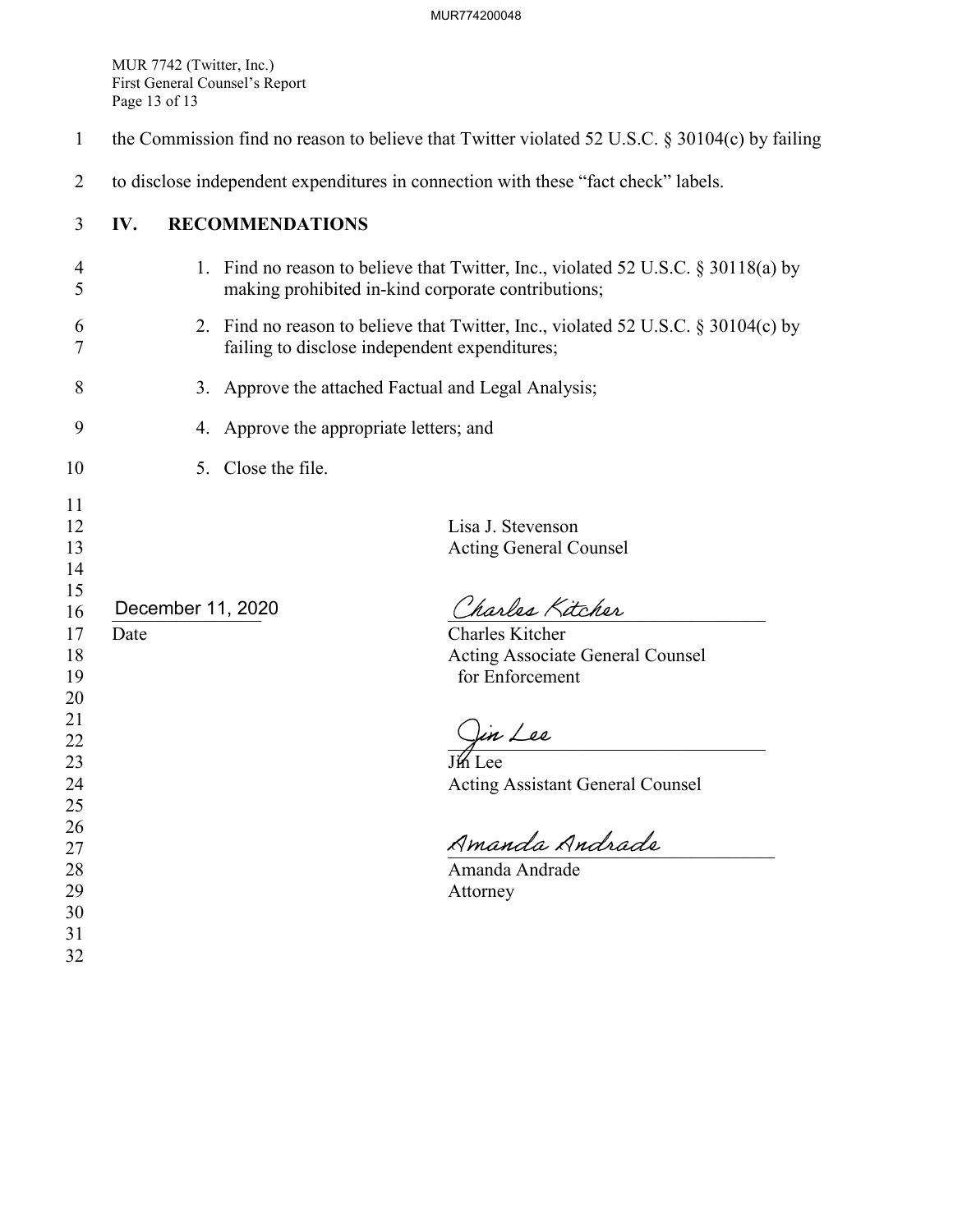the Commission find no reason to believe that Twitter violated 52 U.S.C. § 30104(c) by failing to disclose independent expenditures in connection with these "fact check" labels.

## IV. RECOMMENDATIONS

1. Find no reason to believe that Twitter, Inc., violated 52 U.S.C. § 30118(a) by making prohibited in-kind corporate contributions;
2. Find no reason to believe that Twitter, Inc., violated 52 U.S.C. § 30104(c) by failing to disclose independent expenditures;
3. Approve the attached Factual and Legal Analysis;
4. Approve the appropriate letters; and
5. Close the file.

Lisa J. Stevenson
Acting General Counsel

December 11, 2020
Date

Charles Kitcher
Charles Kitcher
Acting Associate General Counsel
for Enforcement

Jin Lee
Jin Lee
Acting Assistant General Counsel

Amanda Andrade
Amanda Andrade
Attorney